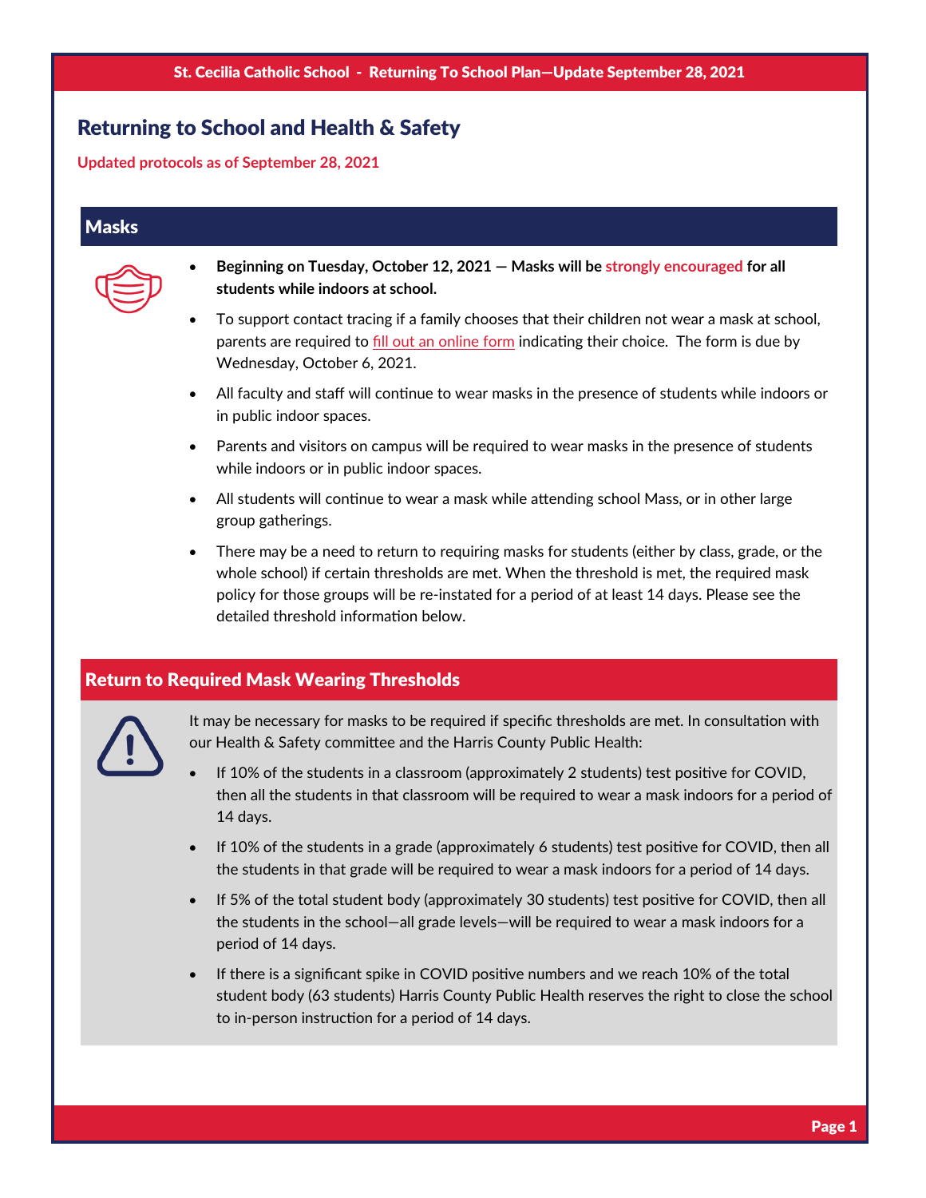# Returning to School and Health & Safety

**Updated protocols as of September 28, 2021**

## Masks

- **Beginning on Tuesday, October 12, 2021 — Masks will be strongly encouraged for all students while indoors at school.**
- To support contact tracing if a family chooses that their children not wear a mask at school, parents are required to fill out an online form indicating their choice. The form is due by Wednesday, October 6, 2021.
- All faculty and staff will continue to wear masks in the presence of students while indoors or in public indoor spaces.
- Parents and visitors on campus will be required to wear masks in the presence of students while indoors or in public indoor spaces.
- All students will continue to wear a mask while attending school Mass, or in other large group gatherings.
- There may be a need to return to requiring masks for students (either by class, grade, or the whole school) if certain thresholds are met. When the threshold is met, the required mask policy for those groups will be re-instated for a period of at least 14 days. Please see the detailed threshold information below.

## Return to Required Mask Wearing Thresholds

It may be necessary for masks to be required if specific thresholds are met. In consultation with our Health & Safety committee and the Harris County Public Health:

- If 10% of the students in a classroom (approximately 2 students) test positive for COVID, then all the students in that classroom will be required to wear a mask indoors for a period of 14 days.
- If 10% of the students in a grade (approximately 6 students) test positive for COVID, then all the students in that grade will be required to wear a mask indoors for a period of 14 days.
- If 5% of the total student body (approximately 30 students) test positive for COVID, then all the students in the school—all grade levels—will be required to wear a mask indoors for a period of 14 days.
- If there is a significant spike in COVID positive numbers and we reach 10% of the total student body (63 students) Harris County Public Health reserves the right to close the school to in-person instruction for a period of 14 days.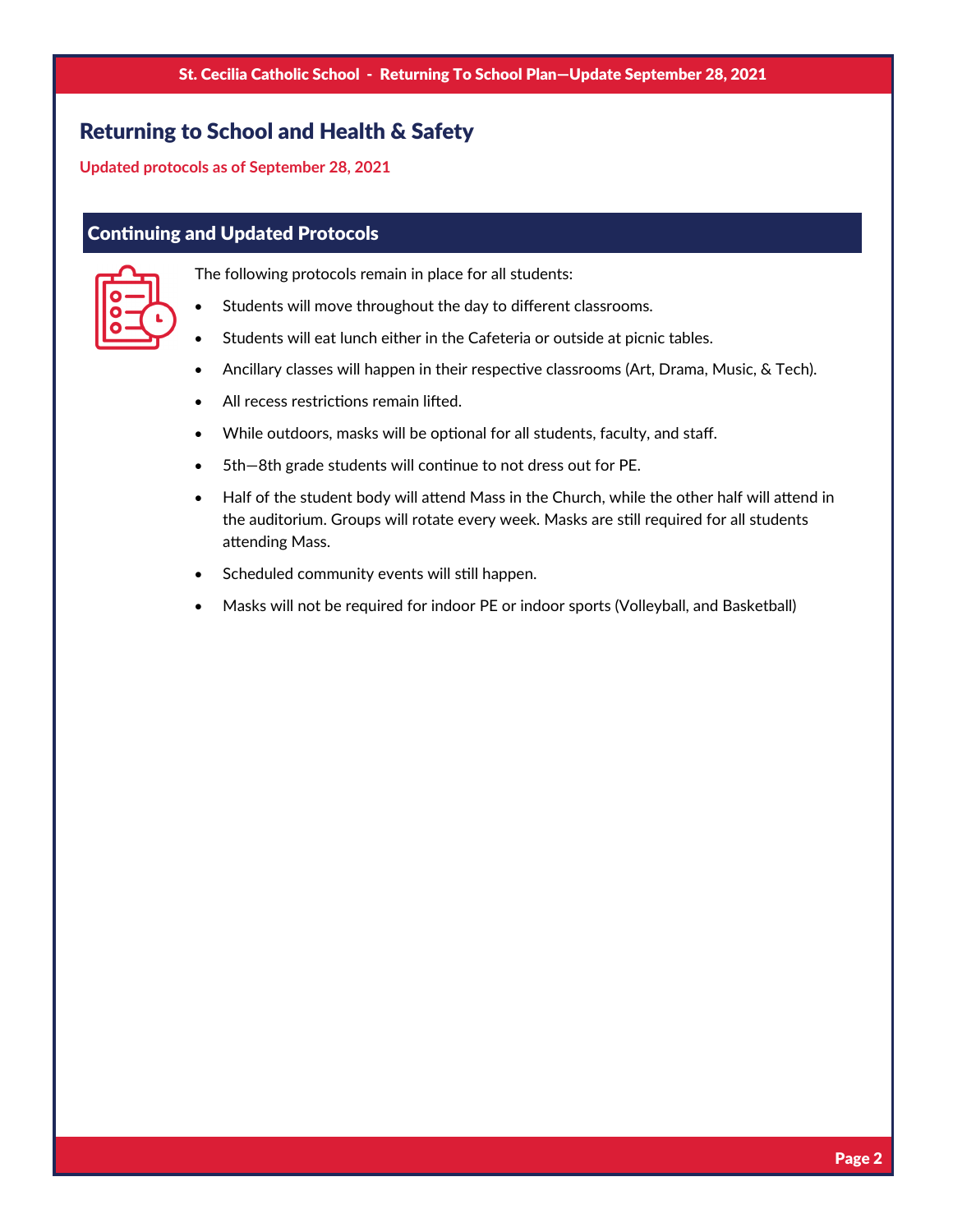# Returning to School and Health & Safety

**Updated protocols as of September 28, 2021**

## Continuing and Updated Protocols

The following protocols remain in place for all students:

- Students will move throughout the day to different classrooms.
- Students will eat lunch either in the Cafeteria or outside at picnic tables.
- Ancillary classes will happen in their respective classrooms (Art, Drama, Music, & Tech).
- All recess restrictions remain lifted.
- While outdoors, masks will be optional for all students, faculty, and staff.
- 5th—8th grade students will continue to not dress out for PE.
- Half of the student body will attend Mass in the Church, while the other half will attend in the auditorium. Groups will rotate every week. Masks are still required for all students attending Mass.
- Scheduled community events will still happen.
- Masks will not be required for indoor PE or indoor sports (Volleyball, and Basketball)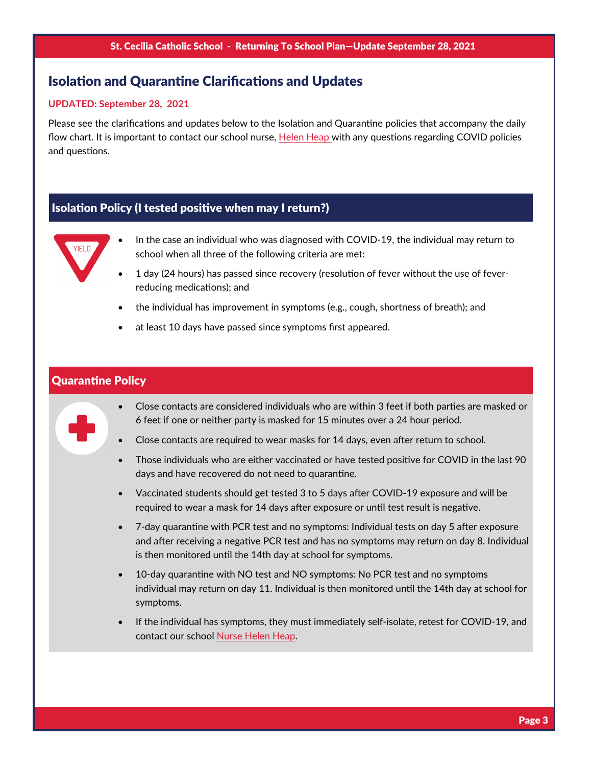## Isolation and Quarantine Clarifications and Updates

**UPDATED: September 28, 2021**

Please see the clarifications and updates below to the Isolation and Quarantine policies that accompany the daily flow chart. It is important to contact our school nurse, Helen Heap with any questions regarding COVID policies and questions.

### Isolation Policy (I tested positive when may I return?)

- In the case an individual who was diagnosed with COVID-19, the individual may return to school when all three of the following criteria are met:
- 1 day (24 hours) has passed since recovery (resolution of fever without the use of fever-reducing medications); and
- the individual has improvement in symptoms (e.g., cough, shortness of breath); and
- at least 10 days have passed since symptoms first appeared.

### Quarantine Policy

- Close contacts are considered individuals who are within 3 feet if both parties are masked or 6 feet if one or neither party is masked for 15 minutes over a 24 hour period.
- Close contacts are required to wear masks for 14 days, even after return to school.
- Those individuals who are either vaccinated or have tested positive for COVID in the last 90 days and have recovered do not need to quarantine.
- Vaccinated students should get tested 3 to 5 days after COVID-19 exposure and will be required to wear a mask for 14 days after exposure or until test result is negative.
- 7-day quarantine with PCR test and no symptoms: Individual tests on day 5 after exposure and after receiving a negative PCR test and has no symptoms may return on day 8. Individual is then monitored until the 14th day at school for symptoms.
- 10-day quarantine with NO test and NO symptoms: No PCR test and no symptoms individual may return on day 11. Individual is then monitored until the 14th day at school for symptoms.
- If the individual has symptoms, they must immediately self-isolate, retest for COVID-19, and contact our school Nurse Helen Heap.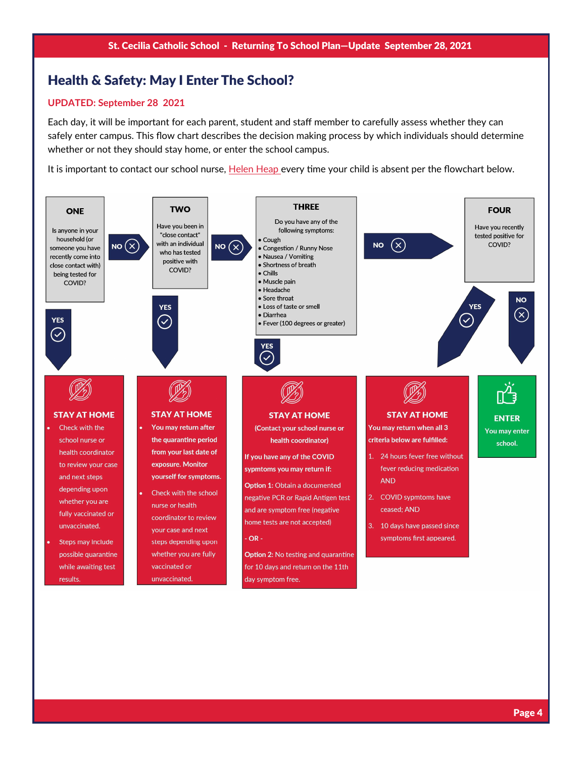## Health & Safety: May I Enter The School?

**UPDATED: September 28 2021**

Each day, it will be important for each parent, student and staff member to carefully assess whether they can safely enter campus. This flow chart describes the decision making process by which individuals should determine whether or not they should stay home, or enter the school campus.

It is important to contact our school nurse, Helen Heap every time your child is absent per the flowchart below.

**ONE**

Is anyone in your household (or someone you have recently come into close contact with) being tested for COVID?

NO → TWO

YES ↓

**STAY AT HOME**

- Check with the school nurse or health coordinator to review your case and next steps depending upon whether you are fully vaccinated or unvaccinated.
- Steps may include possible quarantine while awaiting test results.

**TWO**

Have you been in "close contact" with an individual who has tested positive with COVID?

NO → THREE

YES ↓

**STAY AT HOME**

- **You may return after the quarantine period from your last date of exposure. Monitor yourself for symptoms.**
- Check with the school nurse or health coordinator to review your case and next steps depending upon whether you are fully vaccinated or unvaccinated.

**THREE**

Do you have any of the following symptoms:

- Cough
- Congestion / Runny Nose
- Nausea / Vomiting
- Shortness of breath
- Chills
- Muscle pain
- Headache
- Sore throat
- Loss of taste or smell
- Diarrhea
- Fever (100 degrees or greater)

NO → FOUR

YES ↓

**STAY AT HOME**

**(Contact your school nurse or health coordinator)**

**If you have any of the COVID sypmtoms you may return if:**

**Option 1:** Obtain a documented negative PCR or Rapid Antigen test and are symptom free (negative home tests are not accepted)

**- OR -**

**Option 2:** No testing and quarantine for 10 days and return on the 11th day symptom free.

**FOUR**

Have you recently tested positive for COVID?

YES ↓

**STAY AT HOME**

**You may return when all 3 criteria below are fulfilled:**

1. 24 hours fever free without fever reducing medication AND
2. COVID sypmtoms have ceased; AND
3. 10 days have passed since symptoms first appeared.

NO ↓

**ENTER**

**You may enter school.**